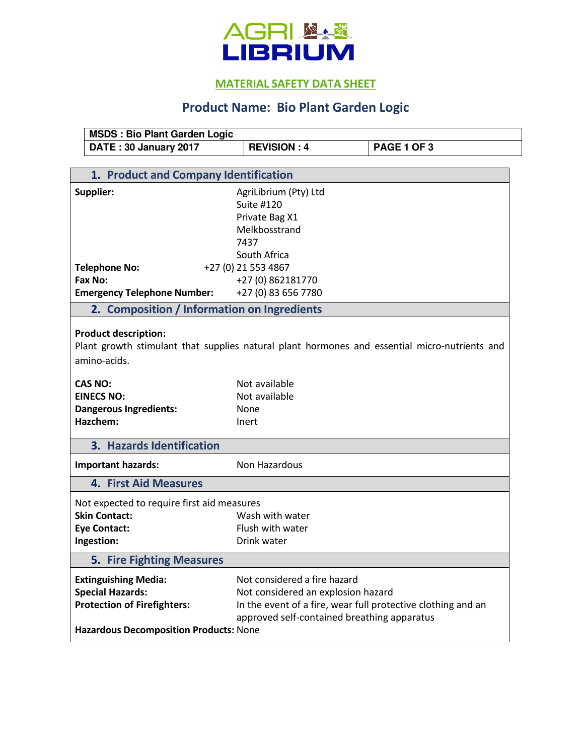# MATERIAL SAFETY DATA SHEET

## Product Name: Bio Plant Garden Logic

| MSDS : Bio Plant Garden Logic | | |
|---|---|---|
| DATE : 30 January 2017 | REVISION : 4 | PAGE 1 OF 3 |

## 1. Product and Company Identification

**Supplier:** AgriLibrium (Pty) Ltd
Suite #120
Private Bag X1
Melkbosstrand
7437
South Africa

**Telephone No:** +27 (0) 21 553 4867
**Fax No:** +27 (0) 862181770
**Emergency Telephone Number:** +27 (0) 83 656 7780

## 2. Composition / Information on Ingredients

**Product description:**
Plant growth stimulant that supplies natural plant hormones and essential micro-nutrients and amino-acids.

**CAS NO:** Not available
**EINECS NO:** Not available
**Dangerous Ingredients:** None
**Hazchem:** Inert

## 3. Hazards Identification

**Important hazards:** Non Hazardous

## 4. First Aid Measures

Not expected to require first aid measures
**Skin Contact:** Wash with water
**Eye Contact:** Flush with water
**Ingestion:** Drink water

## 5. Fire Fighting Measures

**Extinguishing Media:** Not considered a fire hazard
**Special Hazards:** Not considered an explosion hazard
**Protection of Firefighters:** In the event of a fire, wear full protective clothing and an approved self-contained breathing apparatus
**Hazardous Decomposition Products:** None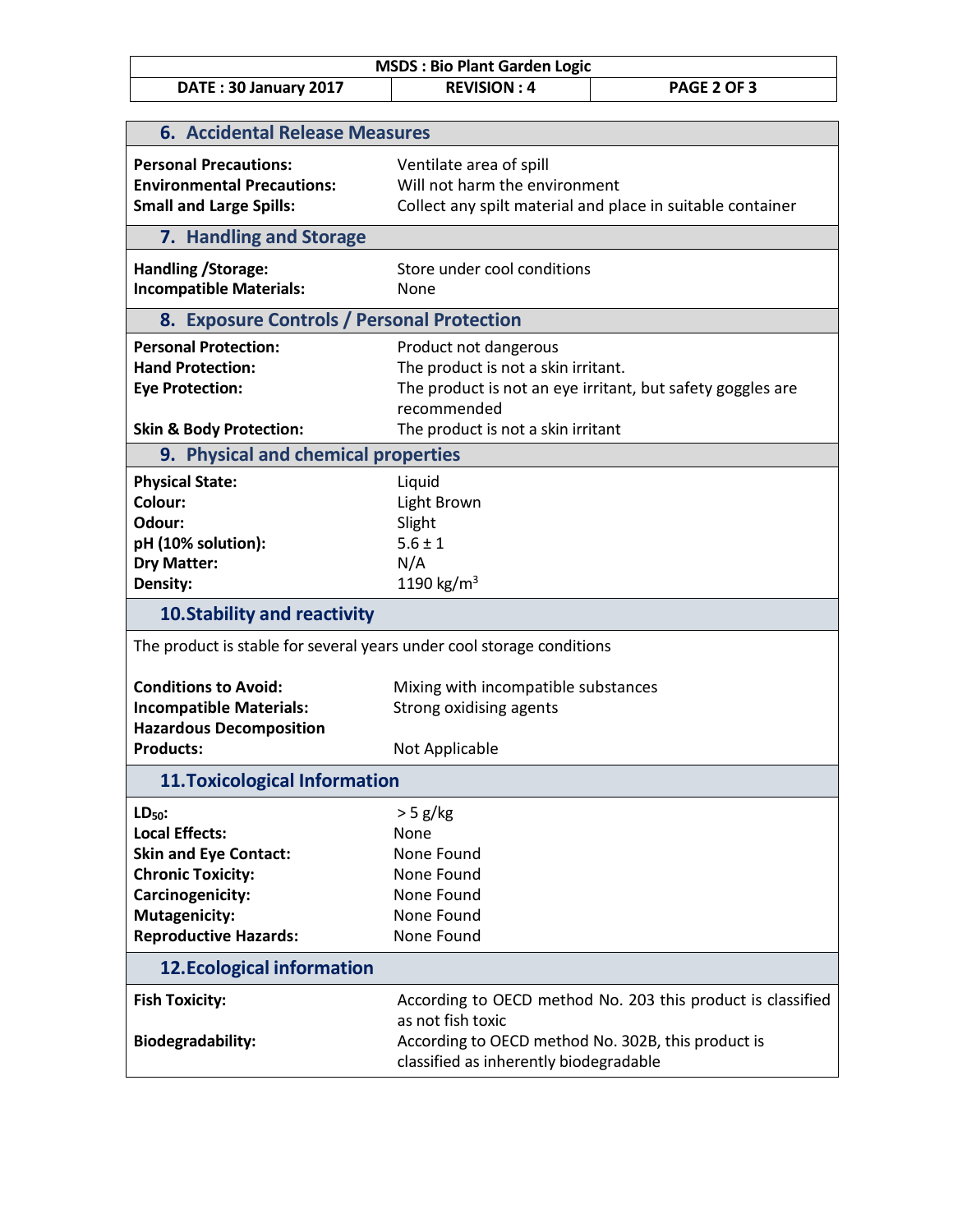## 6. Accidental Release Measures

| | |
|---|---|
| **Personal Precautions:** | Ventilate area of spill |
| **Environmental Precautions:** | Will not harm the environment |
| **Small and Large Spills:** | Collect any spilt material and place in suitable container |

## 7. Handling and Storage

| | |
|---|---|
| **Handling /Storage:** | Store under cool conditions |
| **Incompatible Materials:** | None |

## 8. Exposure Controls / Personal Protection

| | |
|---|---|
| **Personal Protection:** | Product not dangerous |
| **Hand Protection:** | The product is not a skin irritant. |
| **Eye Protection:** | The product is not an eye irritant, but safety goggles are recommended |
| **Skin & Body Protection:** | The product is not a skin irritant |

## 9. Physical and chemical properties

| | |
|---|---|
| **Physical State:** | Liquid |
| **Colour:** | Light Brown |
| **Odour:** | Slight |
| **pH (10% solution):** | $5.6 \pm 1$ |
| **Dry Matter:** | N/A |
| **Density:** | 1190 $kg/m^3$ |

## 10. Stability and reactivity

The product is stable for several years under cool storage conditions

| | |
|---|---|
| **Conditions to Avoid:** | Mixing with incompatible substances |
| **Incompatible Materials:** | Strong oxidising agents |
| **Hazardous Decomposition Products:** | Not Applicable |

## 11. Toxicological Information

| | |
|---|---|
| **$LD_{50}$:** | > 5 g/kg |
| **Local Effects:** | None |
| **Skin and Eye Contact:** | None Found |
| **Chronic Toxicity:** | None Found |
| **Carcinogenicity:** | None Found |
| **Mutagenicity:** | None Found |
| **Reproductive Hazards:** | None Found |

## 12. Ecological information

| | |
|---|---|
| **Fish Toxicity:** | According to OECD method No. 203 this product is classified as not fish toxic |
| **Biodegradability:** | According to OECD method No. 302B, this product is classified as inherently biodegradable |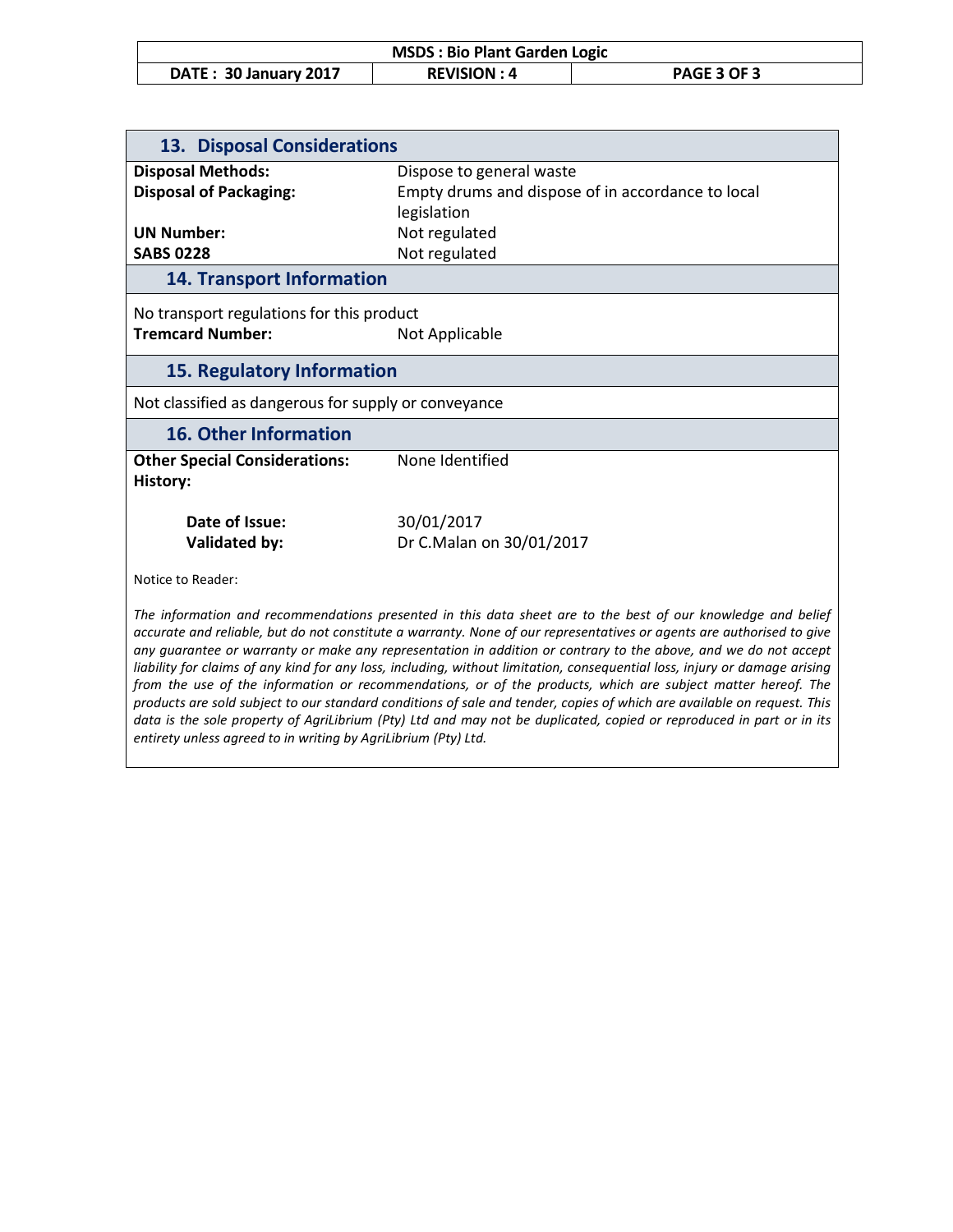## 13. Disposal Considerations

| | |
|---|---|
| **Disposal Methods:** | Dispose to general waste |
| **Disposal of Packaging:** | Empty drums and dispose of in accordance to local legislation |
| **UN Number:** | Not regulated |
| **SABS 0228** | Not regulated |

## 14. Transport Information

No transport regulations for this product

**Tremcard Number:** Not Applicable

## 15. Regulatory Information

Not classified as dangerous for supply or conveyance

## 16. Other Information

**Other Special Considerations:** None Identified

**History:**

**Date of Issue:** 30/01/2017

**Validated by:** Dr C.Malan on 30/01/2017

Notice to Reader:

*The information and recommendations presented in this data sheet are to the best of our knowledge and belief accurate and reliable, but do not constitute a warranty. None of our representatives or agents are authorised to give any guarantee or warranty or make any representation in addition or contrary to the above, and we do not accept liability for claims of any kind for any loss, including, without limitation, consequential loss, injury or damage arising from the use of the information or recommendations, or of the products, which are subject matter hereof. The products are sold subject to our standard conditions of sale and tender, copies of which are available on request. This data is the sole property of AgriLibrium (Pty) Ltd and may not be duplicated, copied or reproduced in part or in its entirety unless agreed to in writing by AgriLibrium (Pty) Ltd.*